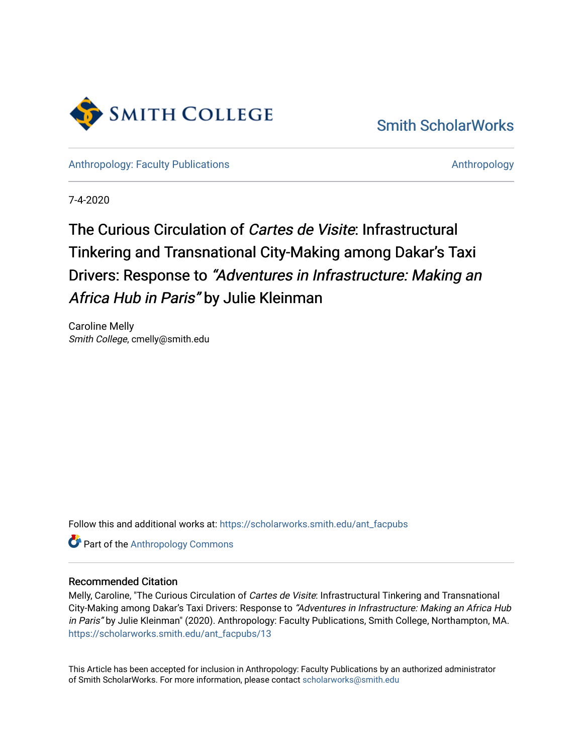Smith College

Smith ScholarWorks

Anthropology: Faculty Publications

Anthropology

7-4-2020

# The Curious Circulation of *Cartes de Visite*: Infrastructural Tinkering and Transnational City-Making among Dakar's Taxi Drivers: Response to *"Adventures in Infrastructure: Making an Africa Hub in Paris"* by Julie Kleinman

Caroline Melly
*Smith College*, cmelly@smith.edu

Follow this and additional works at: https://scholarworks.smith.edu/ant_facpubs

Part of the Anthropology Commons

## Recommended Citation

Melly, Caroline, "The Curious Circulation of *Cartes de Visite*: Infrastructural Tinkering and Transnational City-Making among Dakar's Taxi Drivers: Response to *"Adventures in Infrastructure: Making an Africa Hub in Paris"* by Julie Kleinman" (2020). Anthropology: Faculty Publications, Smith College, Northampton, MA.
https://scholarworks.smith.edu/ant_facpubs/13

This Article has been accepted for inclusion in Anthropology: Faculty Publications by an authorized administrator of Smith ScholarWorks. For more information, please contact scholarworks@smith.edu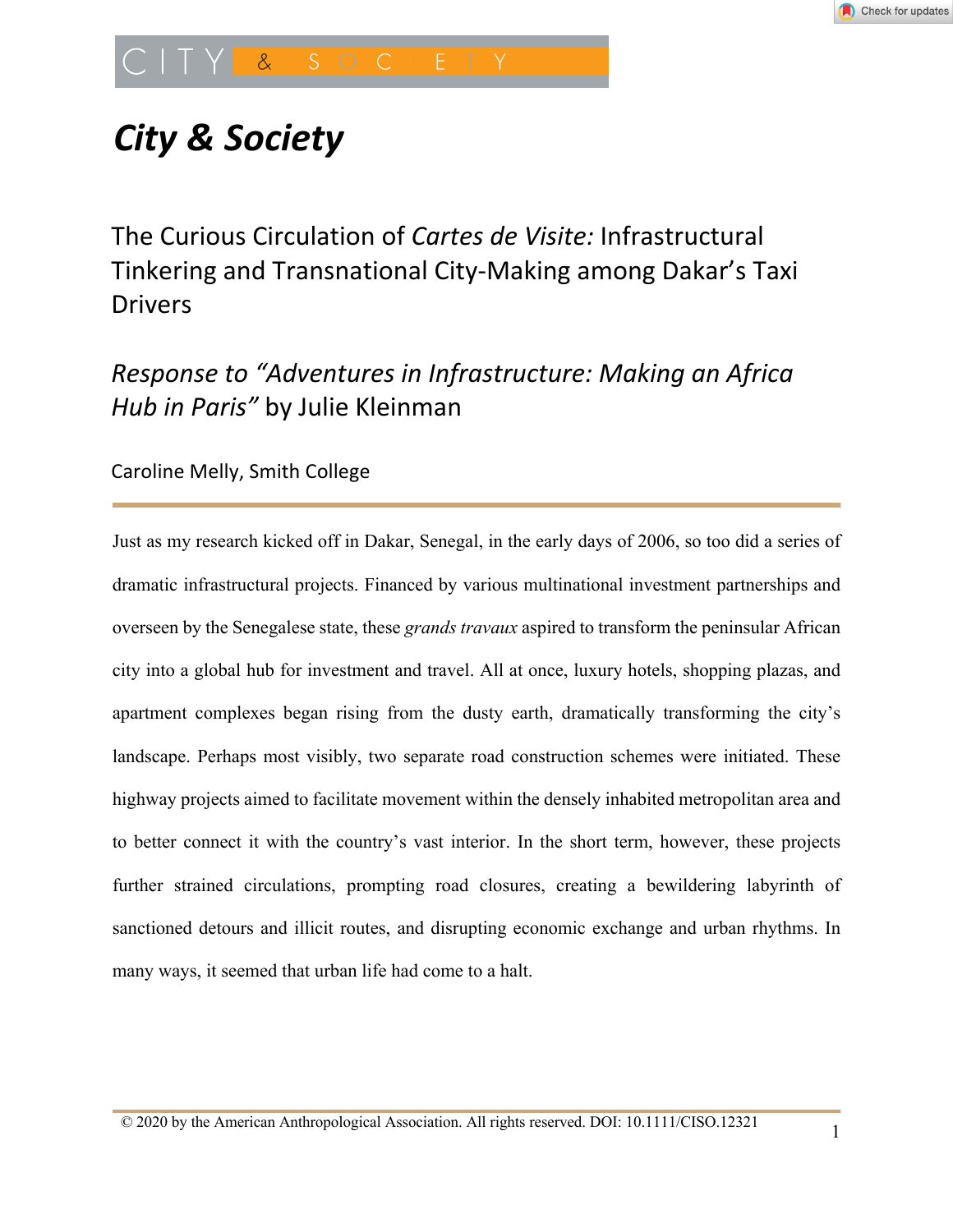# City & Society

## The Curious Circulation of *Cartes de Visite:* Infrastructural Tinkering and Transnational City-Making among Dakar's Taxi Drivers

### *Response to "Adventures in Infrastructure: Making an Africa Hub in Paris"* by Julie Kleinman

Caroline Melly, Smith College

---

Just as my research kicked off in Dakar, Senegal, in the early days of 2006, so too did a series of dramatic infrastructural projects. Financed by various multinational investment partnerships and overseen by the Senegalese state, these *grands travaux* aspired to transform the peninsular African city into a global hub for investment and travel. All at once, luxury hotels, shopping plazas, and apartment complexes began rising from the dusty earth, dramatically transforming the city's landscape. Perhaps most visibly, two separate road construction schemes were initiated. These highway projects aimed to facilitate movement within the densely inhabited metropolitan area and to better connect it with the country's vast interior. In the short term, however, these projects further strained circulations, prompting road closures, creating a bewildering labyrinth of sanctioned detours and illicit routes, and disrupting economic exchange and urban rhythms. In many ways, it seemed that urban life had come to a halt.

© 2020 by the American Anthropological Association. All rights reserved. DOI: 10.1111/CISO.12321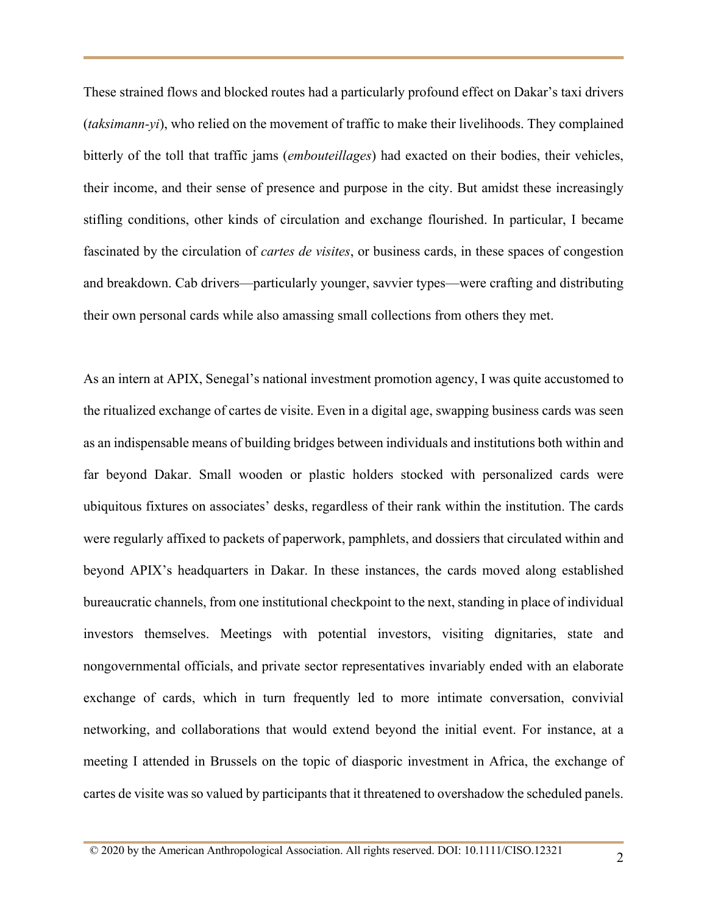These strained flows and blocked routes had a particularly profound effect on Dakar's taxi drivers (*taksimann-yi*), who relied on the movement of traffic to make their livelihoods. They complained bitterly of the toll that traffic jams (*embouteillages*) had exacted on their bodies, their vehicles, their income, and their sense of presence and purpose in the city. But amidst these increasingly stifling conditions, other kinds of circulation and exchange flourished. In particular, I became fascinated by the circulation of *cartes de visites*, or business cards, in these spaces of congestion and breakdown. Cab drivers—particularly younger, savvier types—were crafting and distributing their own personal cards while also amassing small collections from others they met.

As an intern at APIX, Senegal's national investment promotion agency, I was quite accustomed to the ritualized exchange of cartes de visite. Even in a digital age, swapping business cards was seen as an indispensable means of building bridges between individuals and institutions both within and far beyond Dakar. Small wooden or plastic holders stocked with personalized cards were ubiquitous fixtures on associates' desks, regardless of their rank within the institution. The cards were regularly affixed to packets of paperwork, pamphlets, and dossiers that circulated within and beyond APIX's headquarters in Dakar. In these instances, the cards moved along established bureaucratic channels, from one institutional checkpoint to the next, standing in place of individual investors themselves. Meetings with potential investors, visiting dignitaries, state and nongovernmental officials, and private sector representatives invariably ended with an elaborate exchange of cards, which in turn frequently led to more intimate conversation, convivial networking, and collaborations that would extend beyond the initial event. For instance, at a meeting I attended in Brussels on the topic of diasporic investment in Africa, the exchange of cartes de visite was so valued by participants that it threatened to overshadow the scheduled panels.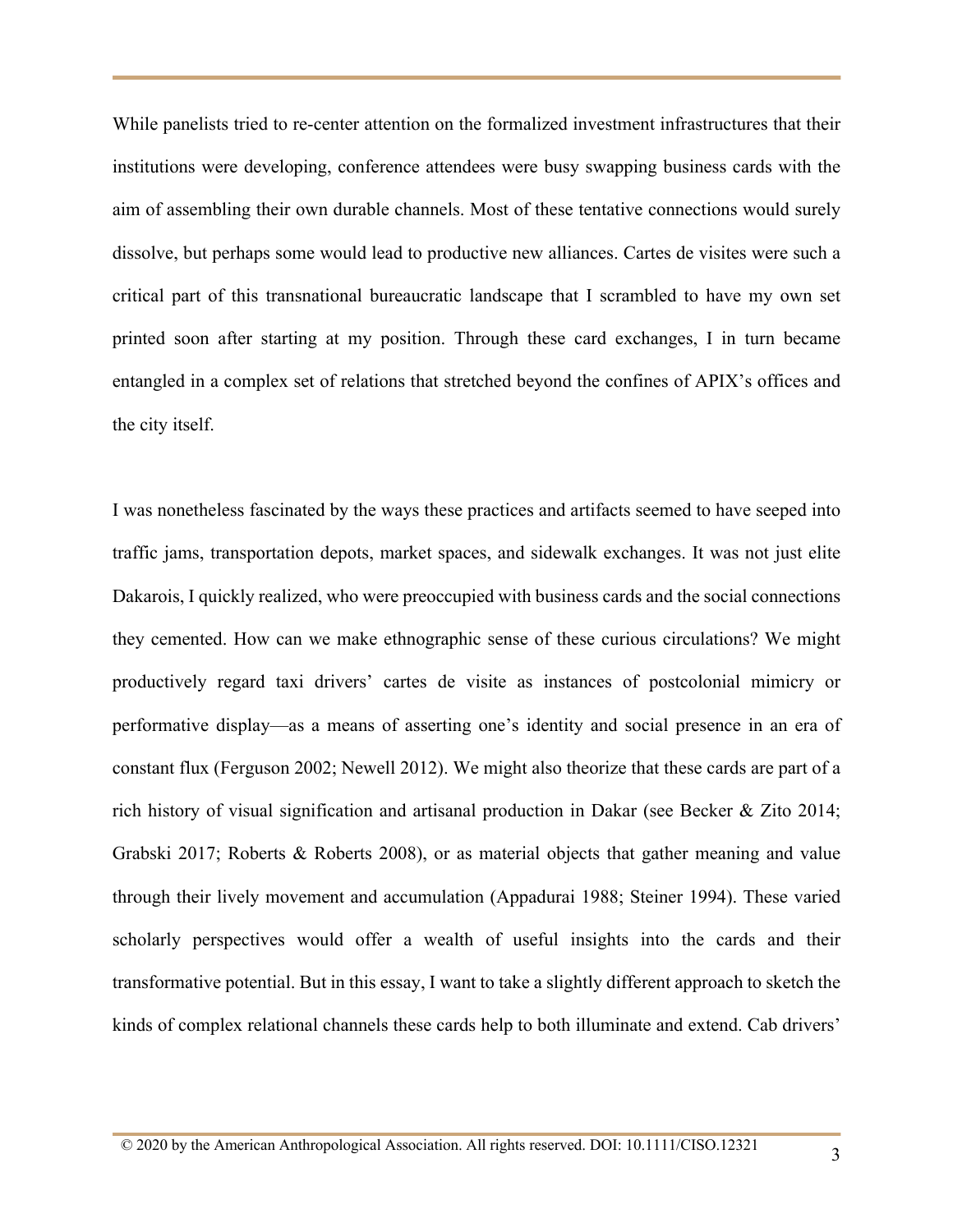While panelists tried to re-center attention on the formalized investment infrastructures that their institutions were developing, conference attendees were busy swapping business cards with the aim of assembling their own durable channels. Most of these tentative connections would surely dissolve, but perhaps some would lead to productive new alliances. Cartes de visites were such a critical part of this transnational bureaucratic landscape that I scrambled to have my own set printed soon after starting at my position. Through these card exchanges, I in turn became entangled in a complex set of relations that stretched beyond the confines of APIX's offices and the city itself.

I was nonetheless fascinated by the ways these practices and artifacts seemed to have seeped into traffic jams, transportation depots, market spaces, and sidewalk exchanges. It was not just elite Dakarois, I quickly realized, who were preoccupied with business cards and the social connections they cemented. How can we make ethnographic sense of these curious circulations? We might productively regard taxi drivers' cartes de visite as instances of postcolonial mimicry or performative display—as a means of asserting one's identity and social presence in an era of constant flux (Ferguson 2002; Newell 2012). We might also theorize that these cards are part of a rich history of visual signification and artisanal production in Dakar (see Becker & Zito 2014; Grabski 2017; Roberts & Roberts 2008), or as material objects that gather meaning and value through their lively movement and accumulation (Appadurai 1988; Steiner 1994). These varied scholarly perspectives would offer a wealth of useful insights into the cards and their transformative potential. But in this essay, I want to take a slightly different approach to sketch the kinds of complex relational channels these cards help to both illuminate and extend. Cab drivers'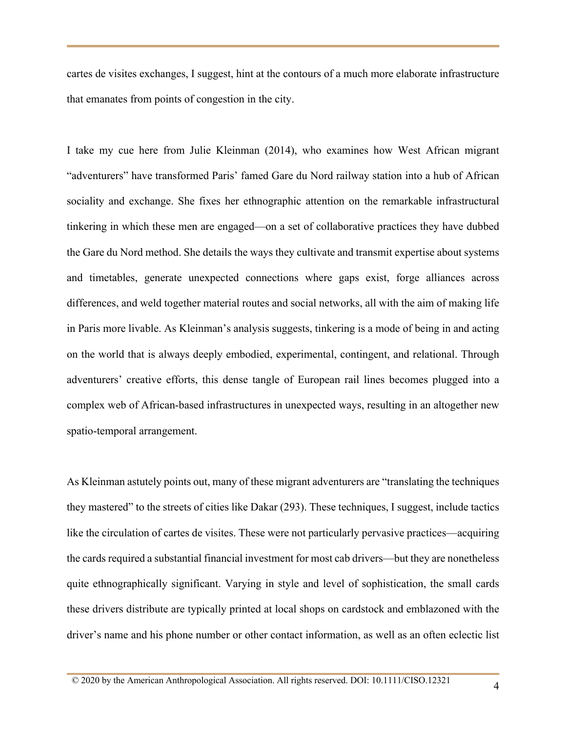cartes de visites exchanges, I suggest, hint at the contours of a much more elaborate infrastructure that emanates from points of congestion in the city.

I take my cue here from Julie Kleinman (2014), who examines how West African migrant "adventurers" have transformed Paris' famed Gare du Nord railway station into a hub of African sociality and exchange. She fixes her ethnographic attention on the remarkable infrastructural tinkering in which these men are engaged—on a set of collaborative practices they have dubbed the Gare du Nord method. She details the ways they cultivate and transmit expertise about systems and timetables, generate unexpected connections where gaps exist, forge alliances across differences, and weld together material routes and social networks, all with the aim of making life in Paris more livable. As Kleinman's analysis suggests, tinkering is a mode of being in and acting on the world that is always deeply embodied, experimental, contingent, and relational. Through adventurers' creative efforts, this dense tangle of European rail lines becomes plugged into a complex web of African-based infrastructures in unexpected ways, resulting in an altogether new spatio-temporal arrangement.

As Kleinman astutely points out, many of these migrant adventurers are "translating the techniques they mastered" to the streets of cities like Dakar (293). These techniques, I suggest, include tactics like the circulation of cartes de visites. These were not particularly pervasive practices—acquiring the cards required a substantial financial investment for most cab drivers—but they are nonetheless quite ethnographically significant. Varying in style and level of sophistication, the small cards these drivers distribute are typically printed at local shops on cardstock and emblazoned with the driver's name and his phone number or other contact information, as well as an often eclectic list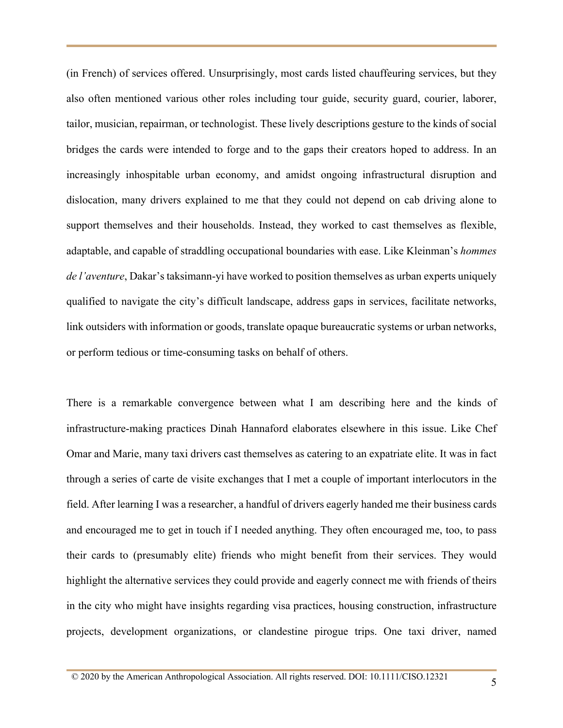(in French) of services offered. Unsurprisingly, most cards listed chauffeuring services, but they also often mentioned various other roles including tour guide, security guard, courier, laborer, tailor, musician, repairman, or technologist. These lively descriptions gesture to the kinds of social bridges the cards were intended to forge and to the gaps their creators hoped to address. In an increasingly inhospitable urban economy, and amidst ongoing infrastructural disruption and dislocation, many drivers explained to me that they could not depend on cab driving alone to support themselves and their households. Instead, they worked to cast themselves as flexible, adaptable, and capable of straddling occupational boundaries with ease. Like Kleinman's *hommes de l'aventure*, Dakar's taksimann-yi have worked to position themselves as urban experts uniquely qualified to navigate the city's difficult landscape, address gaps in services, facilitate networks, link outsiders with information or goods, translate opaque bureaucratic systems or urban networks, or perform tedious or time-consuming tasks on behalf of others.

There is a remarkable convergence between what I am describing here and the kinds of infrastructure-making practices Dinah Hannaford elaborates elsewhere in this issue. Like Chef Omar and Marie, many taxi drivers cast themselves as catering to an expatriate elite. It was in fact through a series of carte de visite exchanges that I met a couple of important interlocutors in the field. After learning I was a researcher, a handful of drivers eagerly handed me their business cards and encouraged me to get in touch if I needed anything. They often encouraged me, too, to pass their cards to (presumably elite) friends who might benefit from their services. They would highlight the alternative services they could provide and eagerly connect me with friends of theirs in the city who might have insights regarding visa practices, housing construction, infrastructure projects, development organizations, or clandestine pirogue trips. One taxi driver, named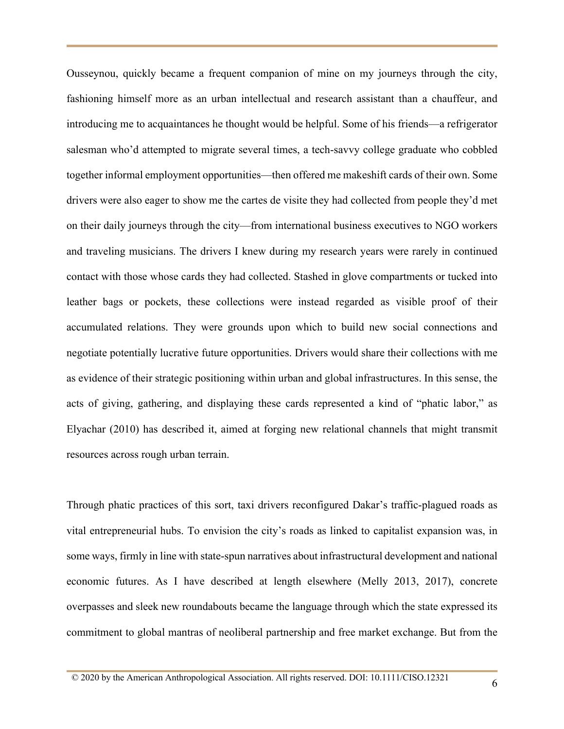Ousseynou, quickly became a frequent companion of mine on my journeys through the city, fashioning himself more as an urban intellectual and research assistant than a chauffeur, and introducing me to acquaintances he thought would be helpful. Some of his friends—a refrigerator salesman who'd attempted to migrate several times, a tech-savvy college graduate who cobbled together informal employment opportunities—then offered me makeshift cards of their own. Some drivers were also eager to show me the cartes de visite they had collected from people they'd met on their daily journeys through the city—from international business executives to NGO workers and traveling musicians. The drivers I knew during my research years were rarely in continued contact with those whose cards they had collected. Stashed in glove compartments or tucked into leather bags or pockets, these collections were instead regarded as visible proof of their accumulated relations. They were grounds upon which to build new social connections and negotiate potentially lucrative future opportunities. Drivers would share their collections with me as evidence of their strategic positioning within urban and global infrastructures. In this sense, the acts of giving, gathering, and displaying these cards represented a kind of "phatic labor," as Elyachar (2010) has described it, aimed at forging new relational channels that might transmit resources across rough urban terrain.

Through phatic practices of this sort, taxi drivers reconfigured Dakar's traffic-plagued roads as vital entrepreneurial hubs. To envision the city's roads as linked to capitalist expansion was, in some ways, firmly in line with state-spun narratives about infrastructural development and national economic futures. As I have described at length elsewhere (Melly 2013, 2017), concrete overpasses and sleek new roundabouts became the language through which the state expressed its commitment to global mantras of neoliberal partnership and free market exchange. But from the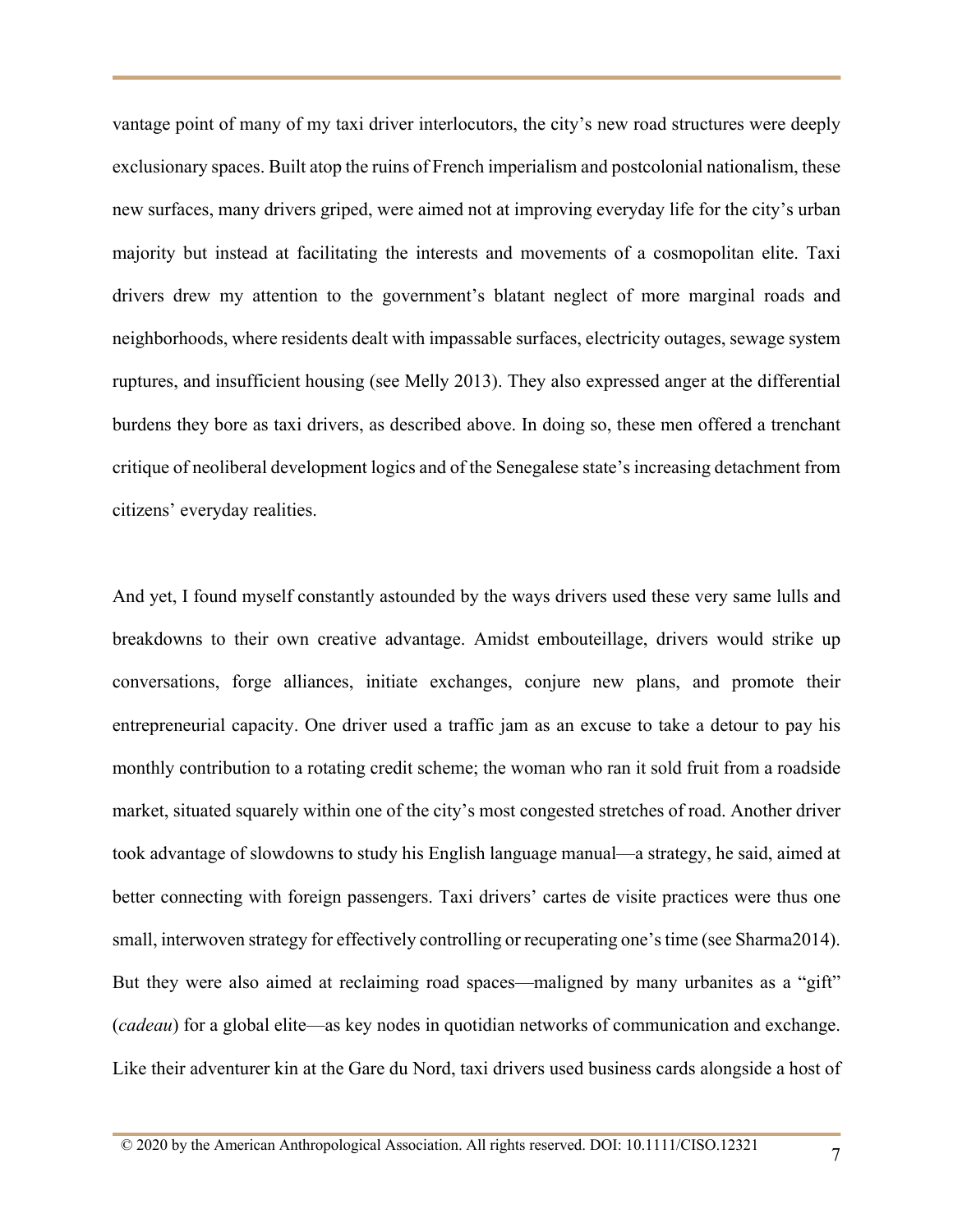vantage point of many of my taxi driver interlocutors, the city's new road structures were deeply exclusionary spaces. Built atop the ruins of French imperialism and postcolonial nationalism, these new surfaces, many drivers griped, were aimed not at improving everyday life for the city's urban majority but instead at facilitating the interests and movements of a cosmopolitan elite. Taxi drivers drew my attention to the government's blatant neglect of more marginal roads and neighborhoods, where residents dealt with impassable surfaces, electricity outages, sewage system ruptures, and insufficient housing (see Melly 2013). They also expressed anger at the differential burdens they bore as taxi drivers, as described above. In doing so, these men offered a trenchant critique of neoliberal development logics and of the Senegalese state's increasing detachment from citizens' everyday realities.

And yet, I found myself constantly astounded by the ways drivers used these very same lulls and breakdowns to their own creative advantage. Amidst embouteillage, drivers would strike up conversations, forge alliances, initiate exchanges, conjure new plans, and promote their entrepreneurial capacity. One driver used a traffic jam as an excuse to take a detour to pay his monthly contribution to a rotating credit scheme; the woman who ran it sold fruit from a roadside market, situated squarely within one of the city's most congested stretches of road. Another driver took advantage of slowdowns to study his English language manual—a strategy, he said, aimed at better connecting with foreign passengers. Taxi drivers' cartes de visite practices were thus one small, interwoven strategy for effectively controlling or recuperating one's time (see Sharma2014). But they were also aimed at reclaiming road spaces—maligned by many urbanites as a "gift" (*cadeau*) for a global elite—as key nodes in quotidian networks of communication and exchange. Like their adventurer kin at the Gare du Nord, taxi drivers used business cards alongside a host of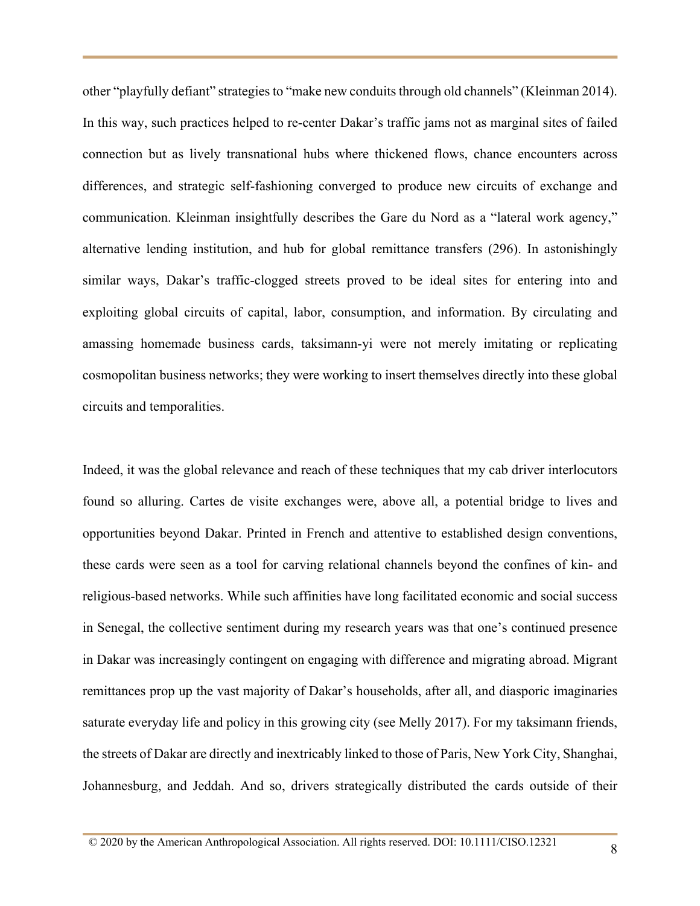other "playfully defiant" strategies to "make new conduits through old channels" (Kleinman 2014). In this way, such practices helped to re-center Dakar's traffic jams not as marginal sites of failed connection but as lively transnational hubs where thickened flows, chance encounters across differences, and strategic self-fashioning converged to produce new circuits of exchange and communication. Kleinman insightfully describes the Gare du Nord as a "lateral work agency," alternative lending institution, and hub for global remittance transfers (296). In astonishingly similar ways, Dakar's traffic-clogged streets proved to be ideal sites for entering into and exploiting global circuits of capital, labor, consumption, and information. By circulating and amassing homemade business cards, taksimann-yi were not merely imitating or replicating cosmopolitan business networks; they were working to insert themselves directly into these global circuits and temporalities.

Indeed, it was the global relevance and reach of these techniques that my cab driver interlocutors found so alluring. Cartes de visite exchanges were, above all, a potential bridge to lives and opportunities beyond Dakar. Printed in French and attentive to established design conventions, these cards were seen as a tool for carving relational channels beyond the confines of kin- and religious-based networks. While such affinities have long facilitated economic and social success in Senegal, the collective sentiment during my research years was that one's continued presence in Dakar was increasingly contingent on engaging with difference and migrating abroad. Migrant remittances prop up the vast majority of Dakar's households, after all, and diasporic imaginaries saturate everyday life and policy in this growing city (see Melly 2017). For my taksimann friends, the streets of Dakar are directly and inextricably linked to those of Paris, New York City, Shanghai, Johannesburg, and Jeddah. And so, drivers strategically distributed the cards outside of their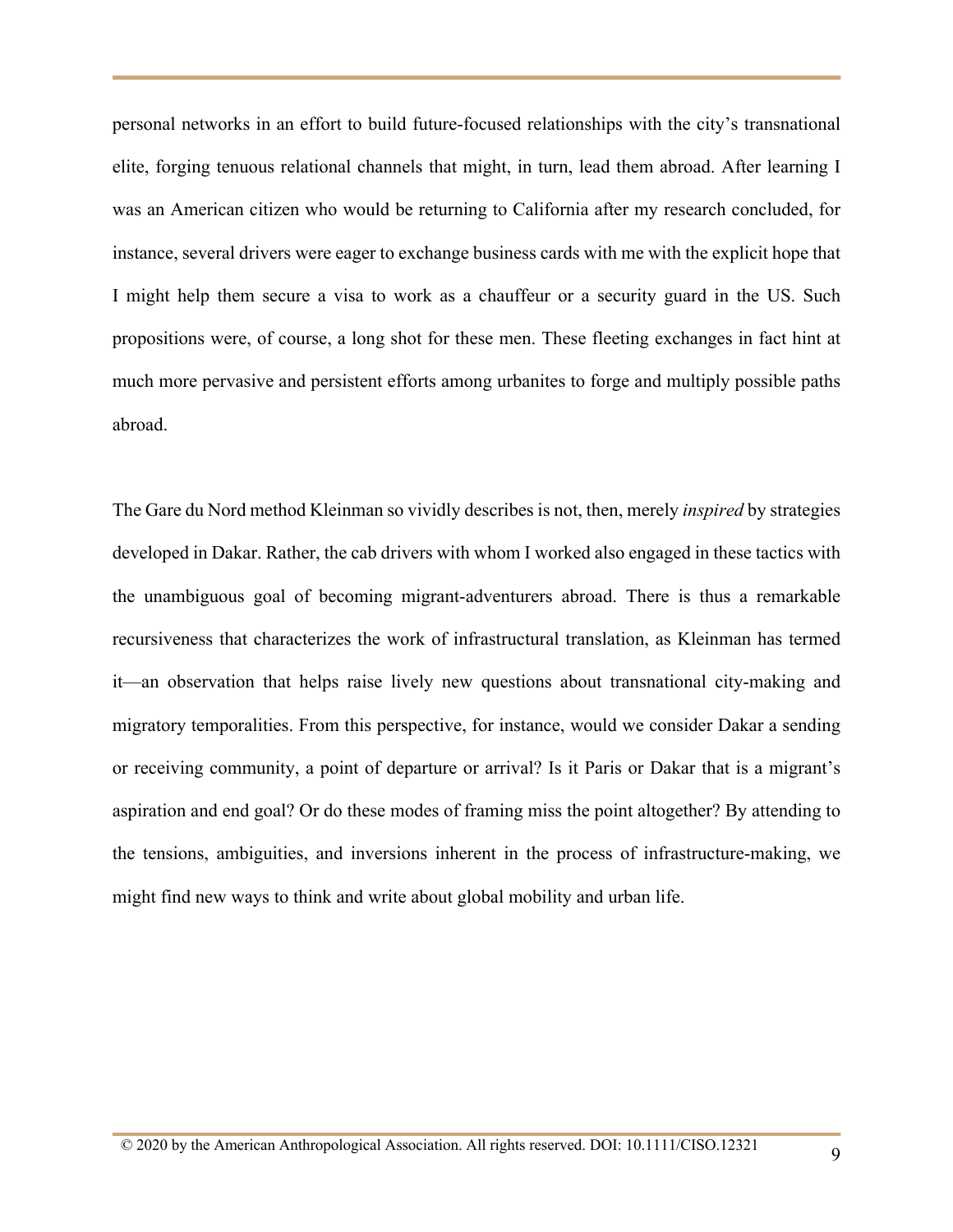personal networks in an effort to build future-focused relationships with the city's transnational elite, forging tenuous relational channels that might, in turn, lead them abroad. After learning I was an American citizen who would be returning to California after my research concluded, for instance, several drivers were eager to exchange business cards with me with the explicit hope that I might help them secure a visa to work as a chauffeur or a security guard in the US. Such propositions were, of course, a long shot for these men. These fleeting exchanges in fact hint at much more pervasive and persistent efforts among urbanites to forge and multiply possible paths abroad.

The Gare du Nord method Kleinman so vividly describes is not, then, merely *inspired* by strategies developed in Dakar. Rather, the cab drivers with whom I worked also engaged in these tactics with the unambiguous goal of becoming migrant-adventurers abroad. There is thus a remarkable recursiveness that characterizes the work of infrastructural translation, as Kleinman has termed it—an observation that helps raise lively new questions about transnational city-making and migratory temporalities. From this perspective, for instance, would we consider Dakar a sending or receiving community, a point of departure or arrival? Is it Paris or Dakar that is a migrant's aspiration and end goal? Or do these modes of framing miss the point altogether? By attending to the tensions, ambiguities, and inversions inherent in the process of infrastructure-making, we might find new ways to think and write about global mobility and urban life.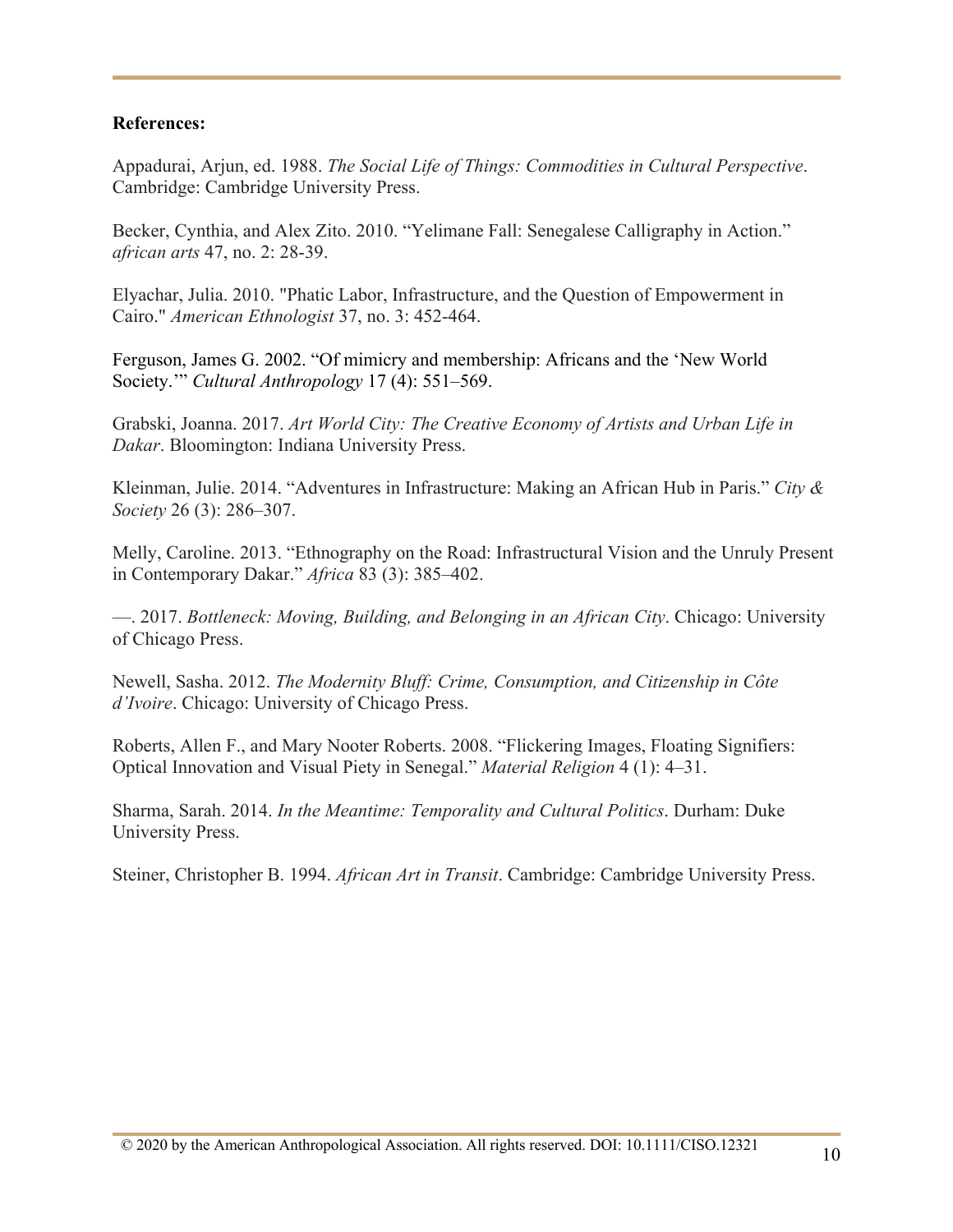**References:**

Appadurai, Arjun, ed. 1988. *The Social Life of Things: Commodities in Cultural Perspective*. Cambridge: Cambridge University Press.

Becker, Cynthia, and Alex Zito. 2010. "Yelimane Fall: Senegalese Calligraphy in Action." *african arts* 47, no. 2: 28-39.

Elyachar, Julia. 2010. "Phatic Labor, Infrastructure, and the Question of Empowerment in Cairo." *American Ethnologist* 37, no. 3: 452-464.

Ferguson, James G. 2002. "Of mimicry and membership: Africans and the 'New World Society.'" *Cultural Anthropology* 17 (4): 551–569.

Grabski, Joanna. 2017. *Art World City: The Creative Economy of Artists and Urban Life in Dakar*. Bloomington: Indiana University Press.

Kleinman, Julie. 2014. "Adventures in Infrastructure: Making an African Hub in Paris." *City & Society* 26 (3): 286–307.

Melly, Caroline. 2013. "Ethnography on the Road: Infrastructural Vision and the Unruly Present in Contemporary Dakar." *Africa* 83 (3): 385–402.

—. 2017. *Bottleneck: Moving, Building, and Belonging in an African City*. Chicago: University of Chicago Press.

Newell, Sasha. 2012. *The Modernity Bluff: Crime, Consumption, and Citizenship in Côte d'Ivoire*. Chicago: University of Chicago Press.

Roberts, Allen F., and Mary Nooter Roberts. 2008. "Flickering Images, Floating Signifiers: Optical Innovation and Visual Piety in Senegal." *Material Religion* 4 (1): 4–31.

Sharma, Sarah. 2014. *In the Meantime: Temporality and Cultural Politics*. Durham: Duke University Press.

Steiner, Christopher B. 1994. *African Art in Transit*. Cambridge: Cambridge University Press.

© 2020 by the American Anthropological Association. All rights reserved. DOI: 10.1111/CISO.12321